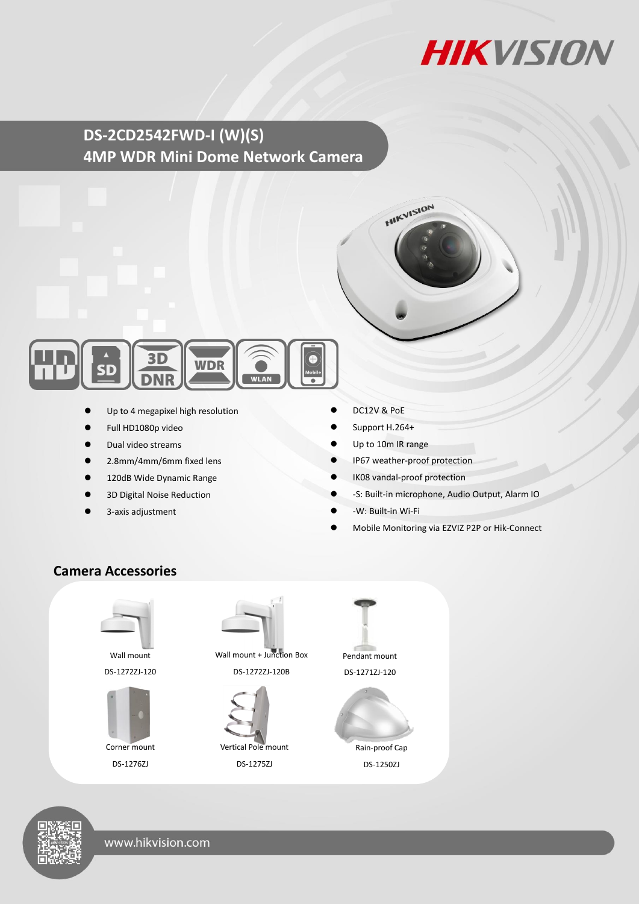# DS-2CD2542FWD-I (W)(S)
# 4MP WDR Mini Dome Network Camera

- Up to 4 megapixel high resolution
- Full HD1080p video
- Dual video streams
- 2.8mm/4mm/6mm fixed lens
- 120dB Wide Dynamic Range
- 3D Digital Noise Reduction
- 3-axis adjustment
- DC12V & PoE
- Support H.264+
- Up to 10m IR range
- IP67 weather-proof protection
- IK08 vandal-proof protection
- -S: Built-in microphone, Audio Output, Alarm IO
- -W: Built-in Wi-Fi
- Mobile Monitoring via EZVIZ P2P or Hik-Connect

## Camera Accessories

| | | |
|---|---|---|
| Wall mount<br>DS-1272ZJ-120 | Wall mount + Junction Box<br>DS-1272ZJ-120B | Pendant mount<br>DS-1271ZJ-120 |
| Corner mount<br>DS-1276ZJ | Vertical Pole mount<br>DS-1275ZJ | Rain-proof Cap<br>DS-1250ZJ |

www.hikvision.com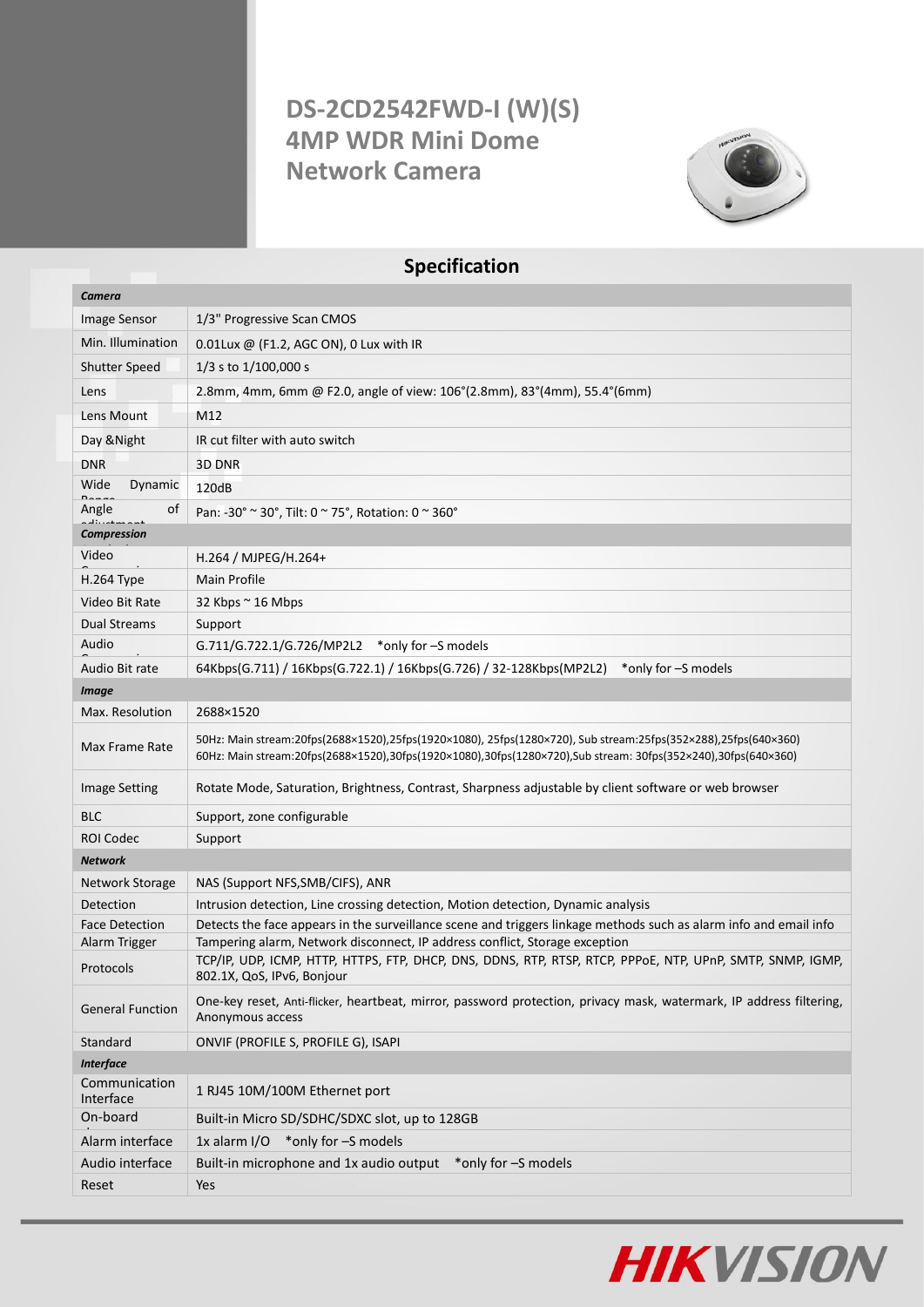# DS-2CD2542FWD-I (W)(S)
# 4MP WDR Mini Dome Network Camera

## Specification

| | |
|---|---|
| ***Camera*** | |
| Image Sensor | 1/3" Progressive Scan CMOS |
| Min. Illumination | 0.01Lux @ (F1.2, AGC ON), 0 Lux with IR |
| Shutter Speed | 1/3 s to 1/100,000 s |
| Lens | 2.8mm, 4mm, 6mm @ F2.0, angle of view: 106°(2.8mm), 83°(4mm), 55.4°(6mm) |
| Lens Mount | M12 |
| Day &Night | IR cut filter with auto switch |
| DNR | 3D DNR |
| Wide Dynamic Range | 120dB |
| Angle of adjustment | Pan: -30° ~ 30°, Tilt: 0 ~ 75°, Rotation: 0 ~ 360° |
| ***Compression*** | |
| Video Compression | H.264 / MJPEG/H.264+ |
| H.264 Type | Main Profile |
| Video Bit Rate | 32 Kbps ~ 16 Mbps |
| Dual Streams | Support |
| Audio Compression | G.711/G.722.1/G.726/MP2L2 *only for –S models |
| Audio Bit rate | 64Kbps(G.711) / 16Kbps(G.722.1) / 16Kbps(G.726) / 32-128Kbps(MP2L2) *only for –S models |
| ***Image*** | |
| Max. Resolution | 2688×1520 |
| Max Frame Rate | 50Hz: Main stream:20fps(2688×1520),25fps(1920×1080), 25fps(1280×720), Sub stream:25fps(352×288),25fps(640×360)<br>60Hz: Main stream:20fps(2688×1520),30fps(1920×1080),30fps(1280×720),Sub stream: 30fps(352×240),30fps(640×360) |
| Image Setting | Rotate Mode, Saturation, Brightness, Contrast, Sharpness adjustable by client software or web browser |
| BLC | Support, zone configurable |
| ROI Codec | Support |
| ***Network*** | |
| Network Storage | NAS (Support NFS,SMB/CIFS), ANR |
| Detection | Intrusion detection, Line crossing detection, Motion detection, Dynamic analysis |
| Face Detection | Detects the face appears in the surveillance scene and triggers linkage methods such as alarm info and email info |
| Alarm Trigger | Tampering alarm, Network disconnect, IP address conflict, Storage exception |
| Protocols | TCP/IP, UDP, ICMP, HTTP, HTTPS, FTP, DHCP, DNS, DDNS, RTP, RTSP, RTCP, PPPoE, NTP, UPnP, SMTP, SNMP, IGMP, 802.1X, QoS, IPv6, Bonjour |
| General Function | One-key reset, Anti-flicker, heartbeat, mirror, password protection, privacy mask, watermark, IP address filtering, Anonymous access |
| Standard | ONVIF (PROFILE S, PROFILE G), ISAPI |
| ***Interface*** | |
| Communication Interface | 1 RJ45 10M/100M Ethernet port |
| On-board storage | Built-in Micro SD/SDHC/SDXC slot, up to 128GB |
| Alarm interface | 1x alarm I/O *only for –S models |
| Audio interface | Built-in microphone and 1x audio output *only for –S models |
| Reset | Yes |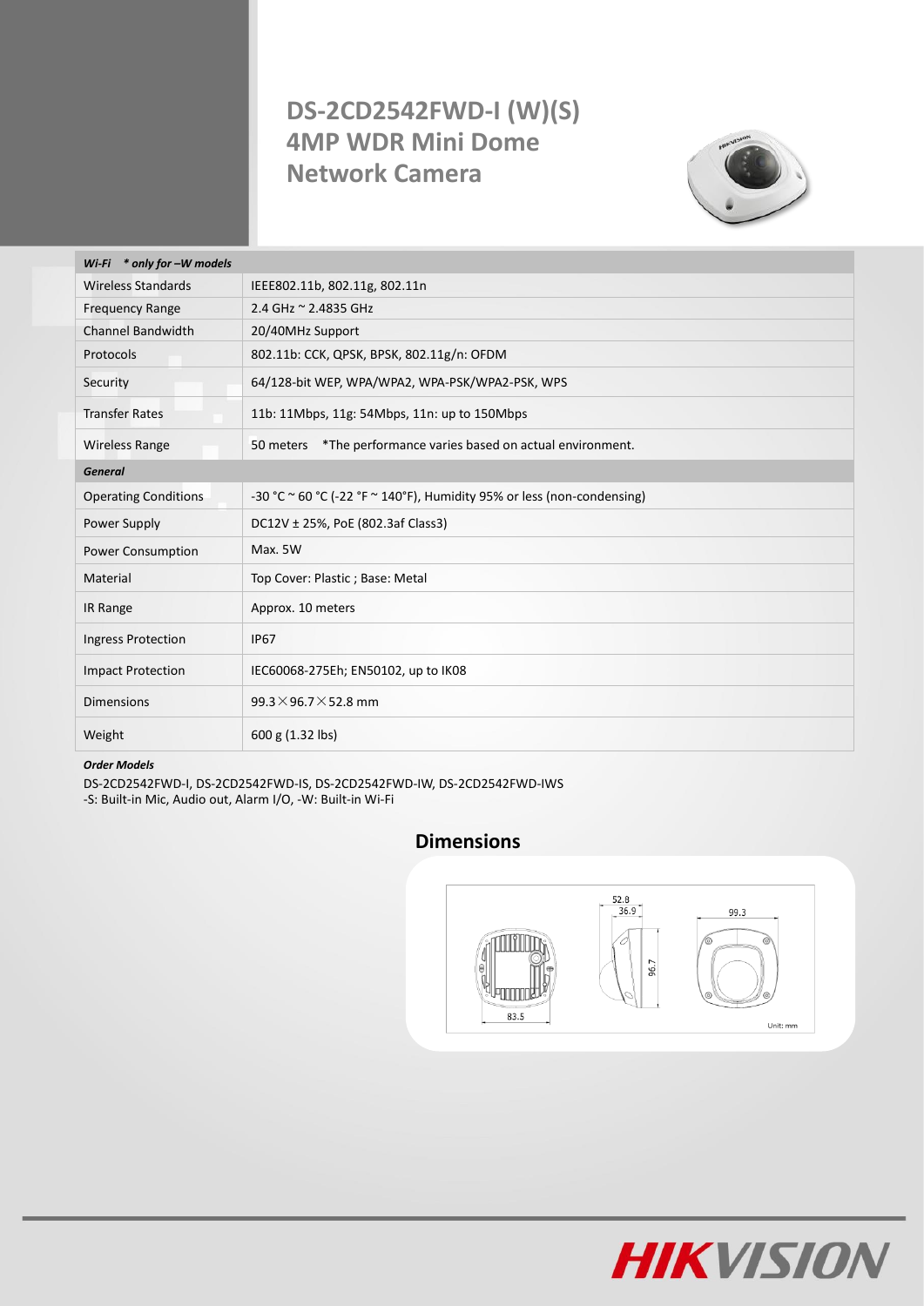# DS-2CD2542FWD-I (W)(S)
# 4MP WDR Mini Dome Network Camera

| | |
|---|---|
| ***Wi-Fi * only for –W models*** | |
| Wireless Standards | IEEE802.11b, 802.11g, 802.11n |
| Frequency Range | 2.4 GHz ~ 2.4835 GHz |
| Channel Bandwidth | 20/40MHz Support |
| Protocols | 802.11b: CCK, QPSK, BPSK, 802.11g/n: OFDM |
| Security | 64/128-bit WEP, WPA/WPA2, WPA-PSK/WPA2-PSK, WPS |
| Transfer Rates | 11b: 11Mbps, 11g: 54Mbps, 11n: up to 150Mbps |
| Wireless Range | 50 meters *The performance varies based on actual environment. |
| ***General*** | |
| Operating Conditions | -30 °C ~ 60 °C (-22 °F ~ 140°F), Humidity 95% or less (non-condensing) |
| Power Supply | DC12V ± 25%, PoE (802.3af Class3) |
| Power Consumption | Max. 5W |
| Material | Top Cover: Plastic ; Base: Metal |
| IR Range | Approx. 10 meters |
| Ingress Protection | IP67 |
| Impact Protection | IEC60068-275Eh; EN50102, up to IK08 |
| Dimensions | 99.3×96.7×52.8 mm |
| Weight | 600 g (1.32 lbs) |

***Order Models***

DS-2CD2542FWD-I, DS-2CD2542FWD-IS, DS-2CD2542FWD-IW, DS-2CD2542FWD-IWS
-S: Built-in Mic, Audio out, Alarm I/O, -W: Built-in Wi-Fi

## Dimensions

52.8
36.9
99.3
96.7
83.5
Unit: mm